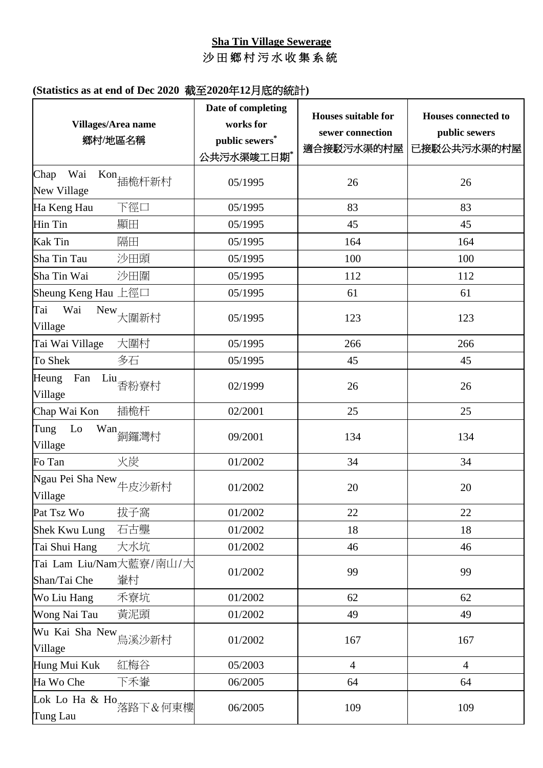**Sha Tin Village Sewerage**

沙田鄉村污水收集系統

**(Statistics as at end of Dec 2020 截至2020年12月底的統計)**

| Villages/Area name 鄉村/地區名稱 | Date of completing works for public sewers* 公共污水渠竣工日期* | Houses suitable for sewer connection 適合接駁污水渠的村屋 | Houses connected to public sewers 已接駁公共污水渠的村屋 |
|---|---|---|---|
| Chap Wai Kon New Village 插桅杆新村 | 05/1995 | 26 | 26 |
| Ha Keng Hau 下徑口 | 05/1995 | 83 | 83 |
| Hin Tin 顯田 | 05/1995 | 45 | 45 |
| Kak Tin 隔田 | 05/1995 | 164 | 164 |
| Sha Tin Tau 沙田頭 | 05/1995 | 100 | 100 |
| Sha Tin Wai 沙田圍 | 05/1995 | 112 | 112 |
| Sheung Keng Hau 上徑口 | 05/1995 | 61 | 61 |
| Tai Wai New Village 大圍新村 | 05/1995 | 123 | 123 |
| Tai Wai Village 大圍村 | 05/1995 | 266 | 266 |
| To Shek 多石 | 05/1995 | 45 | 45 |
| Heung Fan Liu Village 香粉寮村 | 02/1999 | 26 | 26 |
| Chap Wai Kon 插桅杆 | 02/2001 | 25 | 25 |
| Tung Lo Wan Village 銅鑼灣村 | 09/2001 | 134 | 134 |
| Fo Tan 火炭 | 01/2002 | 34 | 34 |
| Ngau Pei Sha New Village 牛皮沙新村 | 01/2002 | 20 | 20 |
| Pat Tsz Wo 拔子窩 | 01/2002 | 22 | 22 |
| Shek Kwu Lung 石古壟 | 01/2002 | 18 | 18 |
| Tai Shui Hang 大水坑 | 01/2002 | 46 | 46 |
| Tai Lam Liu/Nam Shan/Tai Che 大藍寮/南山/大輋村 | 01/2002 | 99 | 99 |
| Wo Liu Hang 禾寮坑 | 01/2002 | 62 | 62 |
| Wong Nai Tau 黃泥頭 | 01/2002 | 49 | 49 |
| Wu Kai Sha New Village 烏溪沙新村 | 01/2002 | 167 | 167 |
| Hung Mui Kuk 紅梅谷 | 05/2003 | 4 | 4 |
| Ha Wo Che 下禾輋 | 06/2005 | 64 | 64 |
| Lok Lo Ha & Ho Tung Lau 落路下＆何東樓 | 06/2005 | 109 | 109 |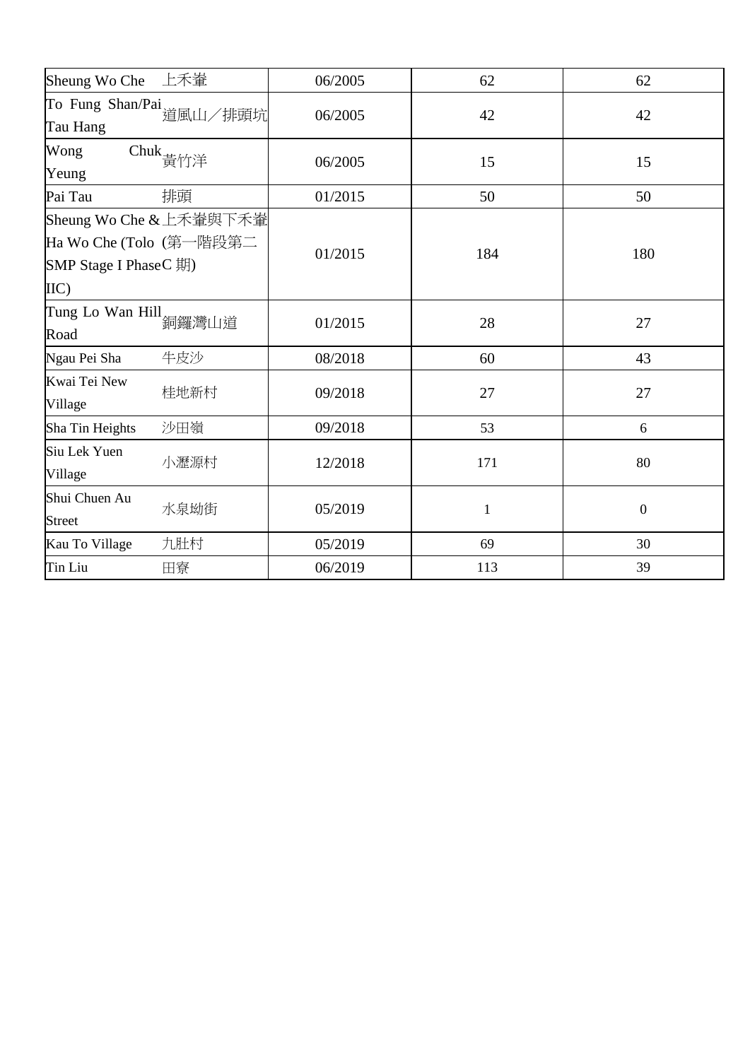| | | | | |
|---|---|---|---|---|
| Sheung Wo Che | 上禾輋 | 06/2005 | 62 | 62 |
| To Fung Shan/Pai Tau Hang | 道風山／排頭坑 | 06/2005 | 42 | 42 |
| Wong Chuk Yeung | 黃竹洋 | 06/2005 | 15 | 15 |
| Pai Tau | 排頭 | 01/2015 | 50 | 50 |
| Sheung Wo Che & Ha Wo Che (Tolo SMP Stage I Phase IIC) | 上禾輋與下禾輋(第一階段第二C 期) | 01/2015 | 184 | 180 |
| Tung Lo Wan Hill Road | 銅鑼灣山道 | 01/2015 | 28 | 27 |
| Ngau Pei Sha | 牛皮沙 | 08/2018 | 60 | 43 |
| Kwai Tei New Village | 桂地新村 | 09/2018 | 27 | 27 |
| Sha Tin Heights | 沙田嶺 | 09/2018 | 53 | 6 |
| Siu Lek Yuen Village | 小瀝源村 | 12/2018 | 171 | 80 |
| Shui Chuen Au Street | 水泉坳街 | 05/2019 | 1 | 0 |
| Kau To Village | 九肚村 | 05/2019 | 69 | 30 |
| Tin Liu | 田寮 | 06/2019 | 113 | 39 |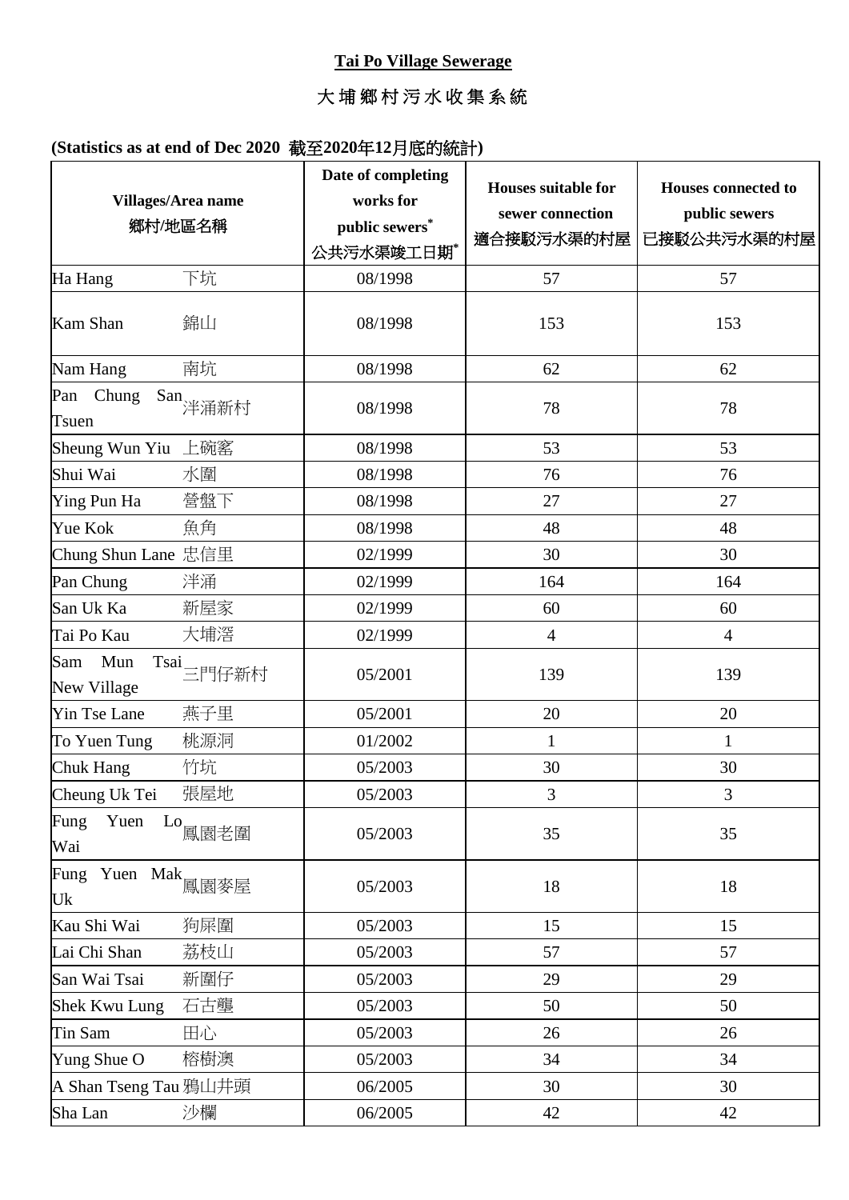**Tai Po Village Sewerage**

大埔鄉村污水收集系統

**(Statistics as at end of Dec 2020 截至2020年12月底的統計)**

| Villages/Area name 鄉村/地區名稱 | Date of completing works for public sewers* 公共污水渠竣工日期* | Houses suitable for sewer connection 適合接駁污水渠的村屋 | Houses connected to public sewers 已接駁公共污水渠的村屋 |
|---|---|---|---|
| Ha Hang 下坑 | 08/1998 | 57 | 57 |
| Kam Shan 錦山 | 08/1998 | 153 | 153 |
| Nam Hang 南坑 | 08/1998 | 62 | 62 |
| Pan Chung San Tsuen 泮涌新村 | 08/1998 | 78 | 78 |
| Sheung Wun Yiu 上碗窰 | 08/1998 | 53 | 53 |
| Shui Wai 水圍 | 08/1998 | 76 | 76 |
| Ying Pun Ha 營盤下 | 08/1998 | 27 | 27 |
| Yue Kok 魚角 | 08/1998 | 48 | 48 |
| Chung Shun Lane 忠信里 | 02/1999 | 30 | 30 |
| Pan Chung 泮涌 | 02/1999 | 164 | 164 |
| San Uk Ka 新屋家 | 02/1999 | 60 | 60 |
| Tai Po Kau 大埔滘 | 02/1999 | 4 | 4 |
| Sam Mun Tsai New Village 三門仔新村 | 05/2001 | 139 | 139 |
| Yin Tse Lane 燕子里 | 05/2001 | 20 | 20 |
| To Yuen Tung 桃源洞 | 01/2002 | 1 | 1 |
| Chuk Hang 竹坑 | 05/2003 | 30 | 30 |
| Cheung Uk Tei 張屋地 | 05/2003 | 3 | 3 |
| Fung Yuen Lo Wai 鳳園老圍 | 05/2003 | 35 | 35 |
| Fung Yuen Mak Uk 鳳園麥屋 | 05/2003 | 18 | 18 |
| Kau Shi Wai 狗屎圍 | 05/2003 | 15 | 15 |
| Lai Chi Shan 荔枝山 | 05/2003 | 57 | 57 |
| San Wai Tsai 新圍仔 | 05/2003 | 29 | 29 |
| Shek Kwu Lung 石古壟 | 05/2003 | 50 | 50 |
| Tin Sam 田心 | 05/2003 | 26 | 26 |
| Yung Shue O 榕樹澳 | 05/2003 | 34 | 34 |
| A Shan Tseng Tau 鴉山井頭 | 06/2005 | 30 | 30 |
| Sha Lan 沙欄 | 06/2005 | 42 | 42 |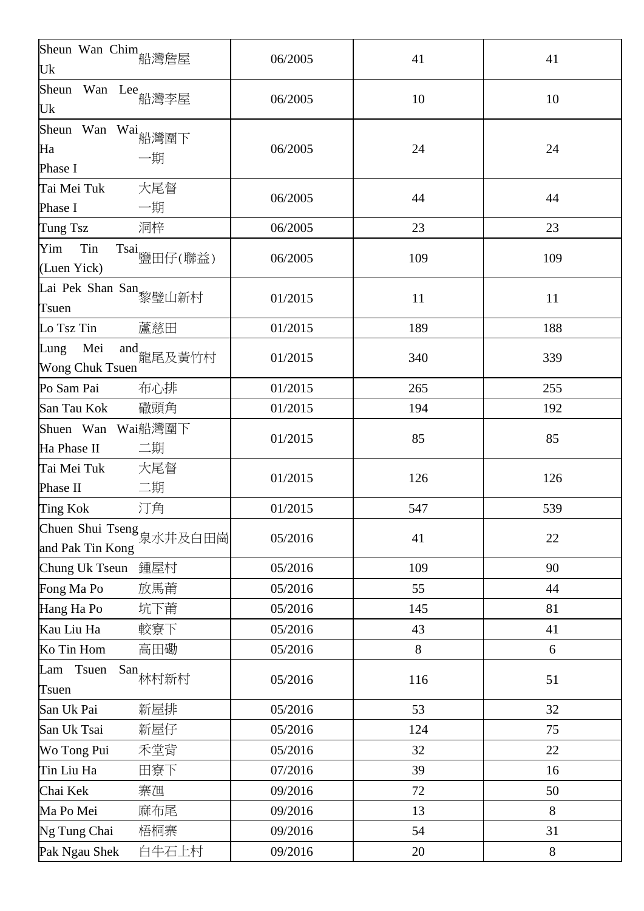| | | | | |
|---|---|---|---|---|
| Sheun Wan Chim Uk | 船灣詹屋 | 06/2005 | 41 | 41 |
| Sheun Wan Lee Uk | 船灣李屋 | 06/2005 | 10 | 10 |
| Sheun Wan Wai Ha Phase I | 船灣圍下一期 | 06/2005 | 24 | 24 |
| Tai Mei Tuk Phase I | 大尾督一期 | 06/2005 | 44 | 44 |
| Tung Tsz | 洞梓 | 06/2005 | 23 | 23 |
| Yim Tin Tsai (Luen Yick) | 鹽田仔(聯益) | 06/2005 | 109 | 109 |
| Lai Pek Shan San Tsuen | 黎壁山新村 | 01/2015 | 11 | 11 |
| Lo Tsz Tin | 蘆慈田 | 01/2015 | 189 | 188 |
| Lung Mei and Wong Chuk Tsuen | 龍尾及黃竹村 | 01/2015 | 340 | 339 |
| Po Sam Pai | 布心排 | 01/2015 | 265 | 255 |
| San Tau Kok | 磡頭角 | 01/2015 | 194 | 192 |
| Shuen Wan Wai Ha Phase II | 船灣圍下二期 | 01/2015 | 85 | 85 |
| Tai Mei Tuk Phase II | 大尾督二期 | 01/2015 | 126 | 126 |
| Ting Kok | 汀角 | 01/2015 | 547 | 539 |
| Chuen Shui Tseng and Pak Tin Kong | 泉水井及白田崗 | 05/2016 | 41 | 22 |
| Chung Uk Tseun | 鍾屋村 | 05/2016 | 109 | 90 |
| Fong Ma Po | 放馬莆 | 05/2016 | 55 | 44 |
| Hang Ha Po | 坑下莆 | 05/2016 | 145 | 81 |
| Kau Liu Ha | 較寮下 | 05/2016 | 43 | 41 |
| Ko Tin Hom | 高田磡 | 05/2016 | 8 | 6 |
| Lam Tsuen San Tsuen | 林村新村 | 05/2016 | 116 | 51 |
| San Uk Pai | 新屋排 | 05/2016 | 53 | 32 |
| San Uk Tsai | 新屋仔 | 05/2016 | 124 | 75 |
| Wo Tong Pui | 禾堂背 | 05/2016 | 32 | 22 |
| Tin Liu Ha | 田寮下 | 07/2016 | 39 | 16 |
| Chai Kek | 寨乪 | 09/2016 | 72 | 50 |
| Ma Po Mei | 麻布尾 | 09/2016 | 13 | 8 |
| Ng Tung Chai | 梧桐寨 | 09/2016 | 54 | 31 |
| Pak Ngau Shek | 白牛石上村 | 09/2016 | 20 | 8 |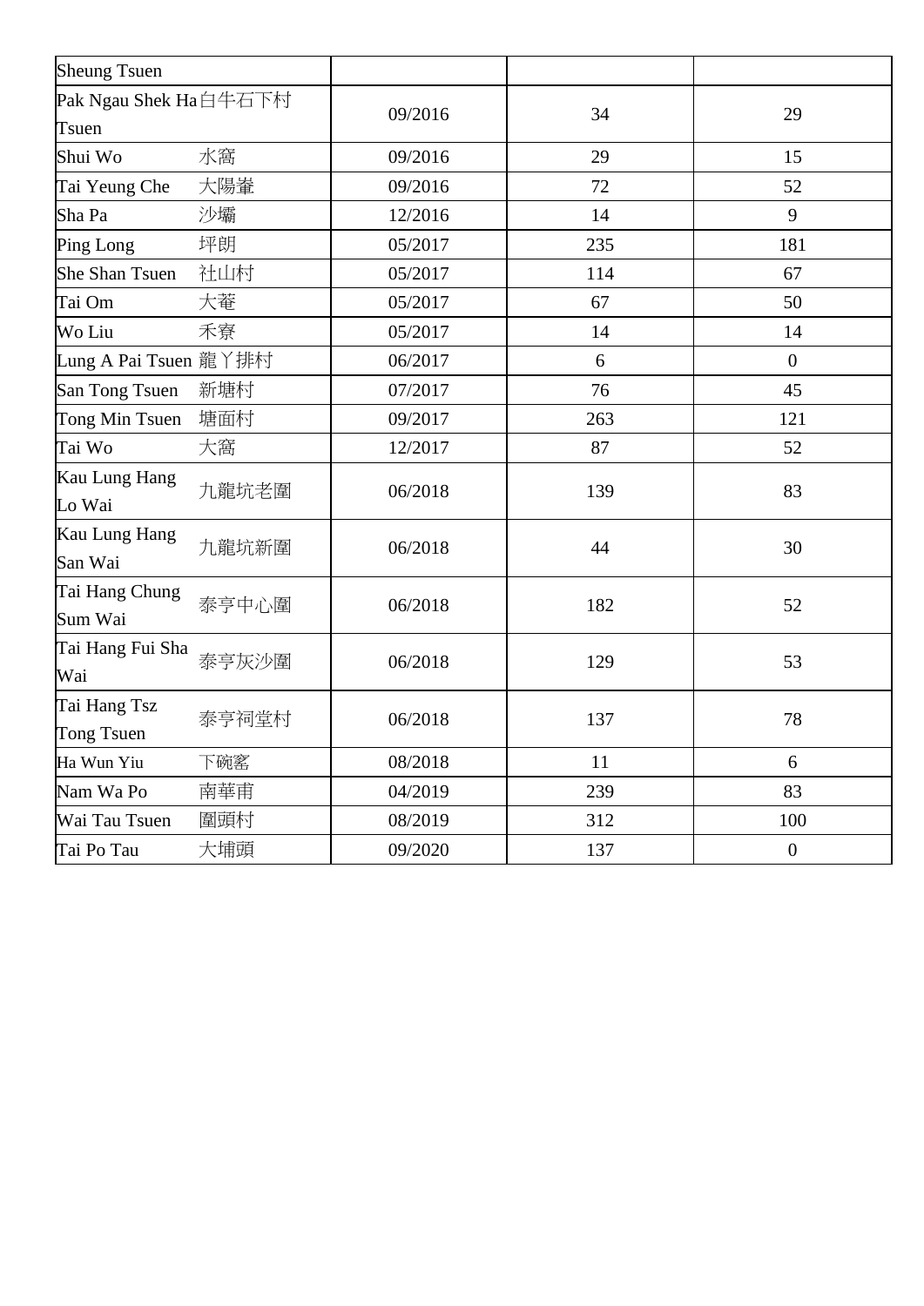| | | | | |
|---|---|---|---|---|
| Sheung Tsuen | | | | |
| Pak Ngau Shek Ha Tsuen | 白牛石下村 | 09/2016 | 34 | 29 |
| Shui Wo | 水窩 | 09/2016 | 29 | 15 |
| Tai Yeung Che | 大陽輋 | 09/2016 | 72 | 52 |
| Sha Pa | 沙壩 | 12/2016 | 14 | 9 |
| Ping Long | 坪朗 | 05/2017 | 235 | 181 |
| She Shan Tsuen | 社山村 | 05/2017 | 114 | 67 |
| Tai Om | 大菴 | 05/2017 | 67 | 50 |
| Wo Liu | 禾寮 | 05/2017 | 14 | 14 |
| Lung A Pai Tsuen | 龍丫排村 | 06/2017 | 6 | 0 |
| San Tong Tsuen | 新塘村 | 07/2017 | 76 | 45 |
| Tong Min Tsuen | 塘面村 | 09/2017 | 263 | 121 |
| Tai Wo | 大窩 | 12/2017 | 87 | 52 |
| Kau Lung Hang Lo Wai | 九龍坑老圍 | 06/2018 | 139 | 83 |
| Kau Lung Hang San Wai | 九龍坑新圍 | 06/2018 | 44 | 30 |
| Tai Hang Chung Sum Wai | 泰亨中心圍 | 06/2018 | 182 | 52 |
| Tai Hang Fui Sha Wai | 泰亨灰沙圍 | 06/2018 | 129 | 53 |
| Tai Hang Tsz Tong Tsuen | 泰亨祠堂村 | 06/2018 | 137 | 78 |
| Ha Wun Yiu | 下碗窰 | 08/2018 | 11 | 6 |
| Nam Wa Po | 南華莆 | 04/2019 | 239 | 83 |
| Wai Tau Tsuen | 圍頭村 | 08/2019 | 312 | 100 |
| Tai Po Tau | 大埔頭 | 09/2020 | 137 | 0 |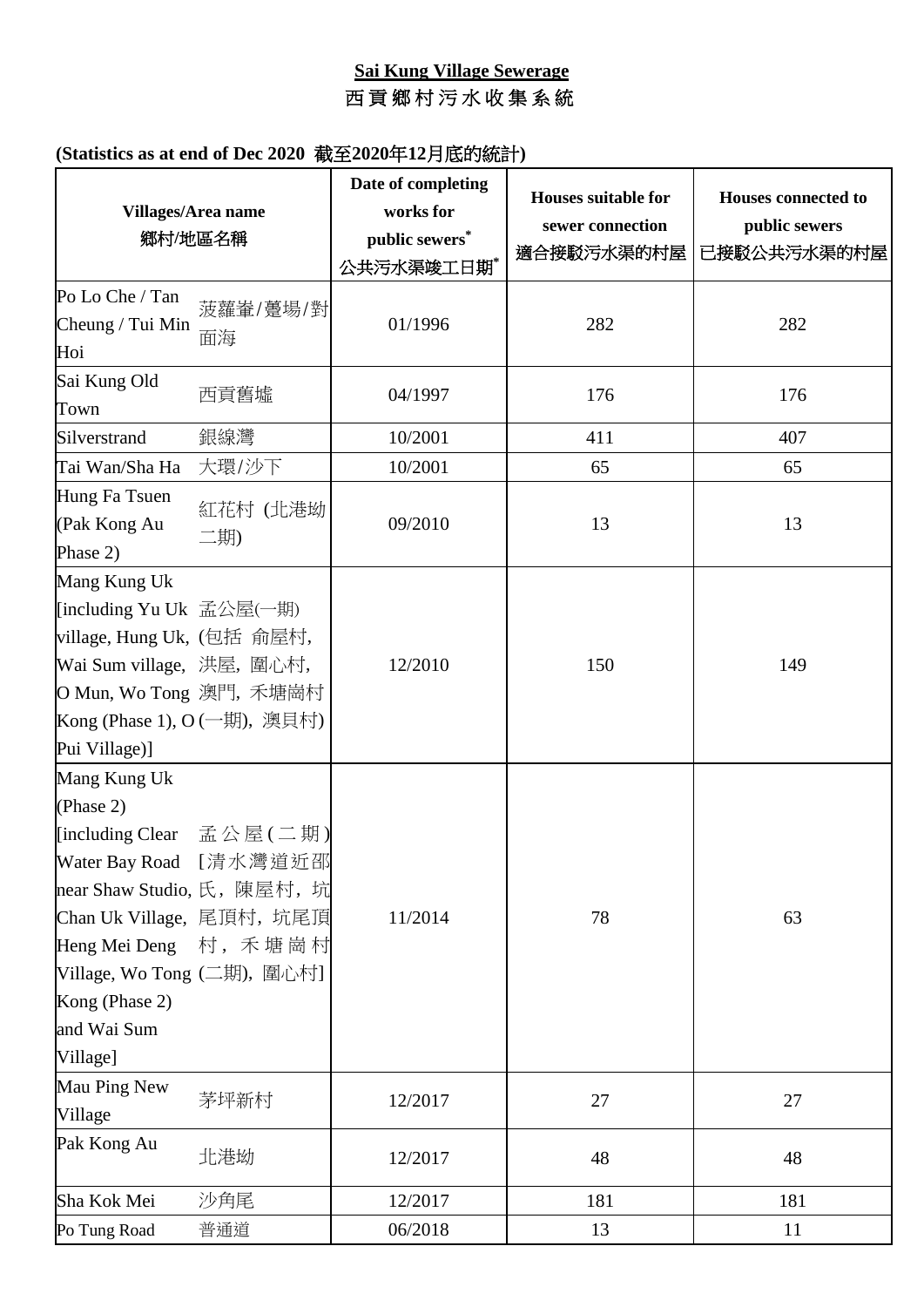**Sai Kung Village Sewerage**

**西貢鄉村污水收集系統**

**(Statistics as at end of Dec 2020 截至2020年12月底的統計)**

| Villages/Area name 鄉村/地區名稱 | | Date of completing works for public sewers* 公共污水渠竣工日期* | Houses suitable for sewer connection 適合接駁污水渠的村屋 | Houses connected to public sewers 已接駁公共污水渠的村屋 |
|---|---|---|---|---|
| Po Lo Che / Tan Cheung / Tui Min Hoi | 菠蘿輋/躉場/對面海 | 01/1996 | 282 | 282 |
| Sai Kung Old Town | 西貢舊墟 | 04/1997 | 176 | 176 |
| Silverstrand | 銀線灣 | 10/2001 | 411 | 407 |
| Tai Wan/Sha Ha | 大環/沙下 | 10/2001 | 65 | 65 |
| Hung Fa Tsuen (Pak Kong Au Phase 2) | 紅花村 (北港坳二期) | 09/2010 | 13 | 13 |
| Mang Kung Uk [including Yu Uk village, Hung Uk, Wai Sum village, O Mun, Wo Tong Kong (Phase 1), O Pui Village)] | 孟公屋(一期) (包括 俞屋村, 洪屋, 圍心村, 澳門, 禾塘崗村 (一期), 澳貝村) | 12/2010 | 150 | 149 |
| Mang Kung Uk (Phase 2) [including Clear Water Bay Road near Shaw Studio, Chan Uk Village, Heng Mei Deng Village, Wo Tong Kong (Phase 2) and Wai Sum Village] | 孟公屋(二期) [清水灣道近邵氏，陳屋村，坑尾頂村，坑尾頂村，禾塘崗村 (二期), 圍心村] | 11/2014 | 78 | 63 |
| Mau Ping New Village | 茅坪新村 | 12/2017 | 27 | 27 |
| Pak Kong Au | 北港坳 | 12/2017 | 48 | 48 |
| Sha Kok Mei | 沙角尾 | 12/2017 | 181 | 181 |
| Po Tung Road | 普通道 | 06/2018 | 13 | 11 |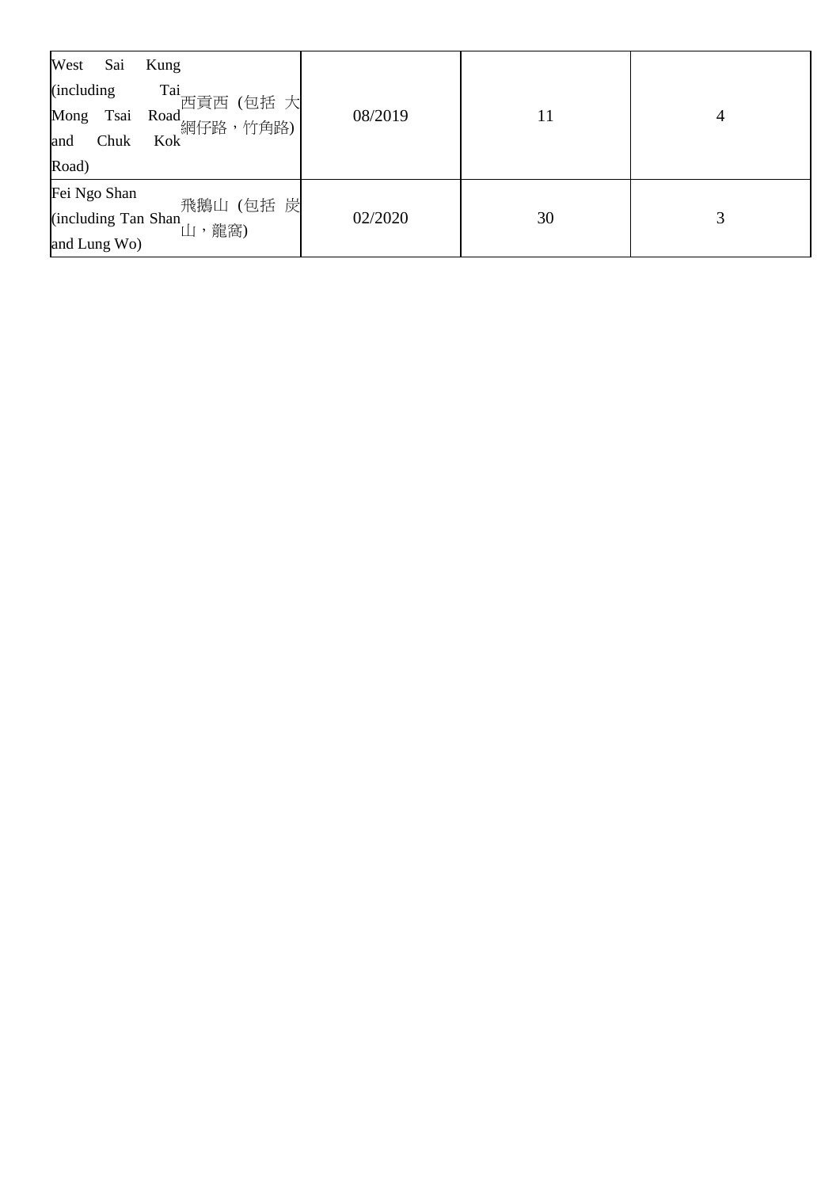| | | | | |
|---|---|---|---|---|
| West Sai Kung (including Tai Mong Tsai Road and Chuk Kok Road) | 西貢西 (包括 大網仔路，竹角路) | 08/2019 | 11 | 4 |
| Fei Ngo Shan (including Tan Shan and Lung Wo) | 飛鵝山 (包括 炭山，龍窩) | 02/2020 | 30 | 3 |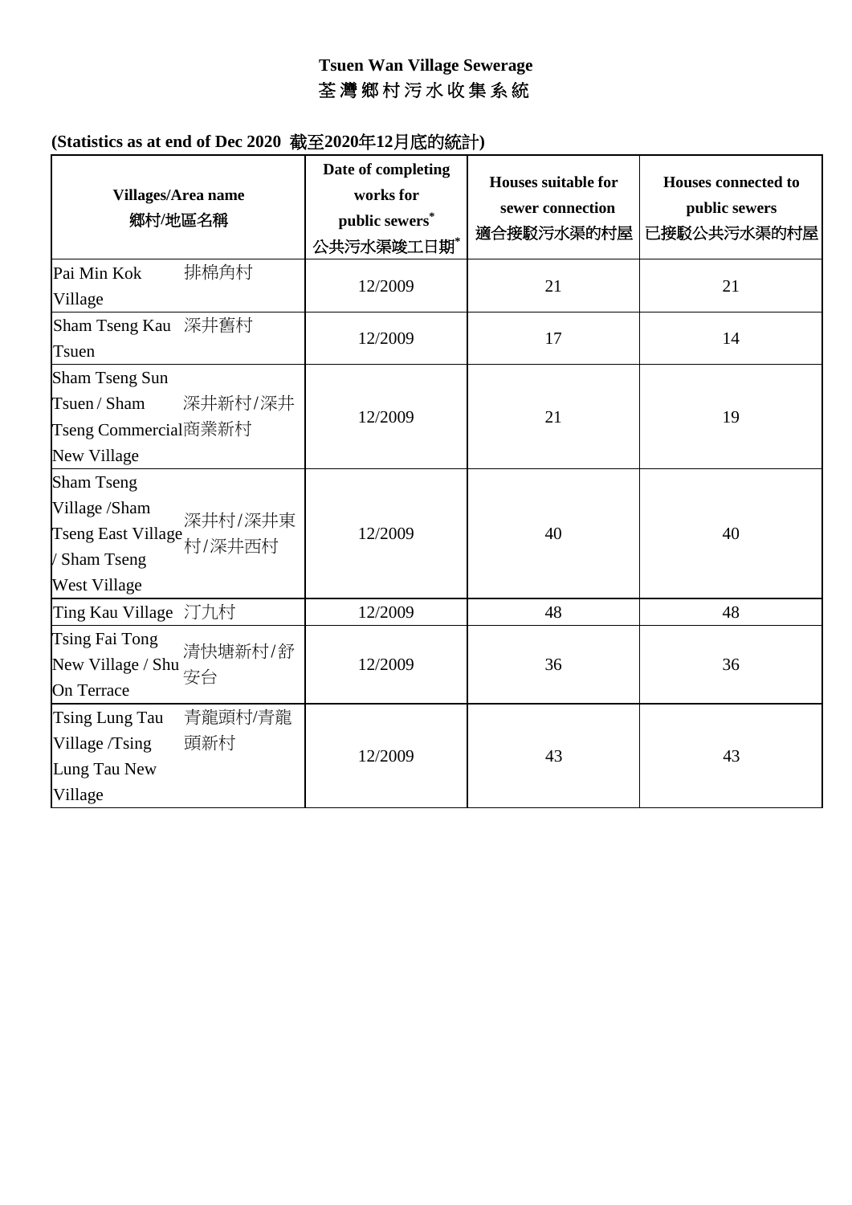# Tsuen Wan Village Sewerage
# 荃灣鄉村污水收集系統

**(Statistics as at end of Dec 2020 截至2020年12月底的統計)**

| Villages/Area name 鄉村/地區名稱 | Date of completing works for public sewers* 公共污水渠竣工日期* | Houses suitable for sewer connection 適合接駁污水渠的村屋 | Houses connected to public sewers 已接駁公共污水渠的村屋 |
|---|---|---|---|
| Pai Min Kok Village 排棉角村 | 12/2009 | 21 | 21 |
| Sham Tseng Kau Tsuen 深井舊村 | 12/2009 | 17 | 14 |
| Sham Tseng Sun Tsuen / Sham Tseng Commercial New Village 深井新村/深井商業新村 | 12/2009 | 21 | 19 |
| Sham Tseng Village /Sham Tseng East Village / Sham Tseng West Village 深井村/深井東村/深井西村 | 12/2009 | 40 | 40 |
| Ting Kau Village 汀九村 | 12/2009 | 48 | 48 |
| Tsing Fai Tong New Village / Shu On Terrace 清快塘新村/舒安台 | 12/2009 | 36 | 36 |
| Tsing Lung Tau Village /Tsing Lung Tau New Village 青龍頭村/青龍頭新村 | 12/2009 | 43 | 43 |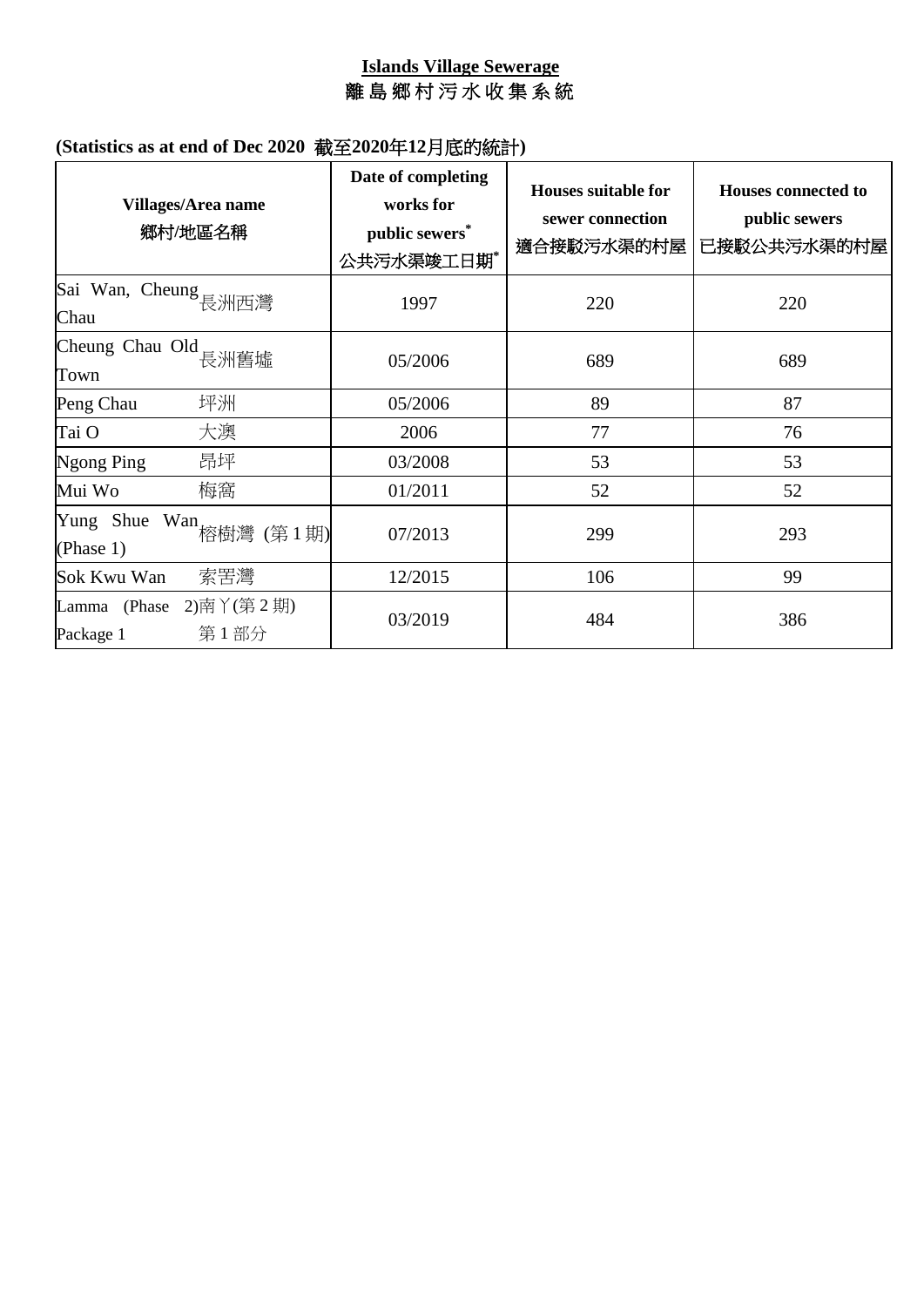**Islands Village Sewerage**
**離島鄉村污水收集系統**

**(Statistics as at end of Dec 2020 截至2020年12月底的統計)**

| Villages/Area name<br>鄉村/地區名稱 | Date of completing works for public sewers*<br>公共污水渠竣工日期* | Houses suitable for sewer connection<br>適合接駁污水渠的村屋 | Houses connected to public sewers<br>已接駁公共污水渠的村屋 |
|---|---|---|---|
| Sai Wan, Cheung Chau 長洲西灣 | 1997 | 220 | 220 |
| Cheung Chau Old Town 長洲舊墟 | 05/2006 | 689 | 689 |
| Peng Chau 坪洲 | 05/2006 | 89 | 87 |
| Tai O 大澳 | 2006 | 77 | 76 |
| Ngong Ping 昂坪 | 03/2008 | 53 | 53 |
| Mui Wo 梅窩 | 01/2011 | 52 | 52 |
| Yung Shue Wan (Phase 1) 榕樹灣 (第 1 期) | 07/2013 | 299 | 293 |
| Sok Kwu Wan 索罟灣 | 12/2015 | 106 | 99 |
| Lamma (Phase 2) Package 1 南丫(第 2 期) 第 1 部分 | 03/2019 | 484 | 386 |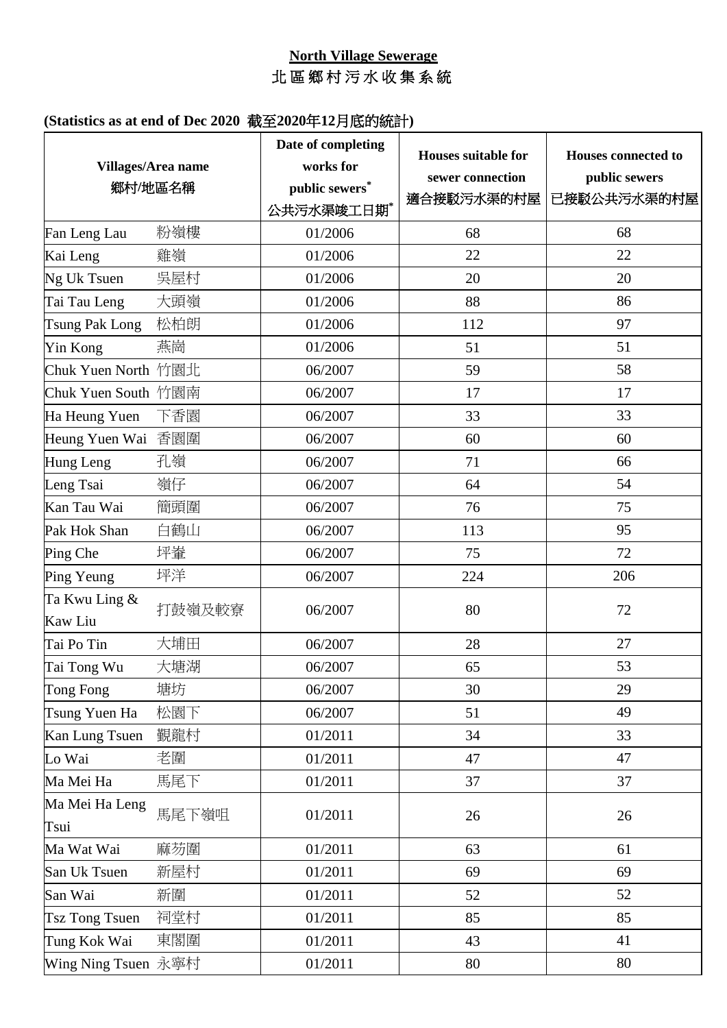**North Village Sewerage**

北區鄉村污水收集系統

**(Statistics as at end of Dec 2020 截至2020年12月底的統計)**

| Villages/Area name 鄉村/地區名稱 | | Date of completing works for public sewers* 公共污水渠竣工日期* | Houses suitable for sewer connection 適合接駁污水渠的村屋 | Houses connected to public sewers 已接駁公共污水渠的村屋 |
|---|---|---|---|---|
| Fan Leng Lau | 粉嶺樓 | 01/2006 | 68 | 68 |
| Kai Leng | 雞嶺 | 01/2006 | 22 | 22 |
| Ng Uk Tsuen | 吳屋村 | 01/2006 | 20 | 20 |
| Tai Tau Leng | 大頭嶺 | 01/2006 | 88 | 86 |
| Tsung Pak Long | 松柏朗 | 01/2006 | 112 | 97 |
| Yin Kong | 燕崗 | 01/2006 | 51 | 51 |
| Chuk Yuen North | 竹園北 | 06/2007 | 59 | 58 |
| Chuk Yuen South | 竹園南 | 06/2007 | 17 | 17 |
| Ha Heung Yuen | 下香園 | 06/2007 | 33 | 33 |
| Heung Yuen Wai | 香園圍 | 06/2007 | 60 | 60 |
| Hung Leng | 孔嶺 | 06/2007 | 71 | 66 |
| Leng Tsai | 嶺仔 | 06/2007 | 64 | 54 |
| Kan Tau Wai | 簡頭圍 | 06/2007 | 76 | 75 |
| Pak Hok Shan | 白鶴山 | 06/2007 | 113 | 95 |
| Ping Che | 坪輋 | 06/2007 | 75 | 72 |
| Ping Yeung | 坪洋 | 06/2007 | 224 | 206 |
| Ta Kwu Ling & Kaw Liu | 打鼓嶺及較寮 | 06/2007 | 80 | 72 |
| Tai Po Tin | 大埔田 | 06/2007 | 28 | 27 |
| Tai Tong Wu | 大塘湖 | 06/2007 | 65 | 53 |
| Tong Fong | 塘坊 | 06/2007 | 30 | 29 |
| Tsung Yuen Ha | 松園下 | 06/2007 | 51 | 49 |
| Kan Lung Tsuen | 覲龍村 | 01/2011 | 34 | 33 |
| Lo Wai | 老圍 | 01/2011 | 47 | 47 |
| Ma Mei Ha | 馬尾下 | 01/2011 | 37 | 37 |
| Ma Mei Ha Leng Tsui | 馬尾下嶺咀 | 01/2011 | 26 | 26 |
| Ma Wat Wai | 麻笏圍 | 01/2011 | 63 | 61 |
| San Uk Tsuen | 新屋村 | 01/2011 | 69 | 69 |
| San Wai | 新圍 | 01/2011 | 52 | 52 |
| Tsz Tong Tsuen | 祠堂村 | 01/2011 | 85 | 85 |
| Tung Kok Wai | 東閣圍 | 01/2011 | 43 | 41 |
| Wing Ning Tsuen | 永寧村 | 01/2011 | 80 | 80 |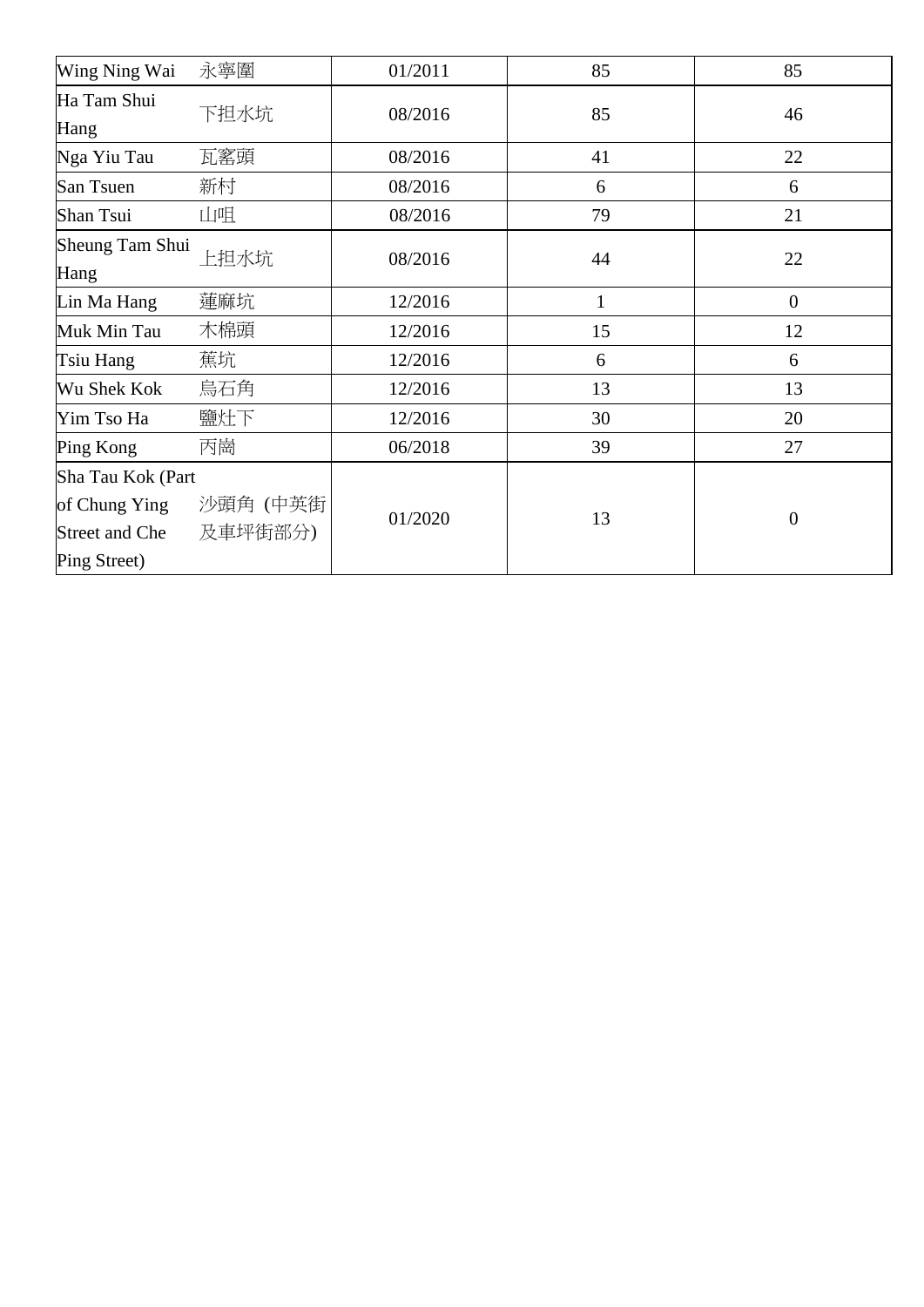| | | | | |
|---|---|---|---|---|
| Wing Ning Wai | 永寧圍 | 01/2011 | 85 | 85 |
| Ha Tam Shui Hang | 下担水坑 | 08/2016 | 85 | 46 |
| Nga Yiu Tau | 瓦窰頭 | 08/2016 | 41 | 22 |
| San Tsuen | 新村 | 08/2016 | 6 | 6 |
| Shan Tsui | 山咀 | 08/2016 | 79 | 21 |
| Sheung Tam Shui Hang | 上担水坑 | 08/2016 | 44 | 22 |
| Lin Ma Hang | 蓮麻坑 | 12/2016 | 1 | 0 |
| Muk Min Tau | 木棉頭 | 12/2016 | 15 | 12 |
| Tsiu Hang | 蕉坑 | 12/2016 | 6 | 6 |
| Wu Shek Kok | 烏石角 | 12/2016 | 13 | 13 |
| Yim Tso Ha | 鹽灶下 | 12/2016 | 30 | 20 |
| Ping Kong | 丙崗 | 06/2018 | 39 | 27 |
| Sha Tau Kok (Part of Chung Ying Street and Che Ping Street) | 沙頭角 (中英街及車坪街部分) | 01/2020 | 13 | 0 |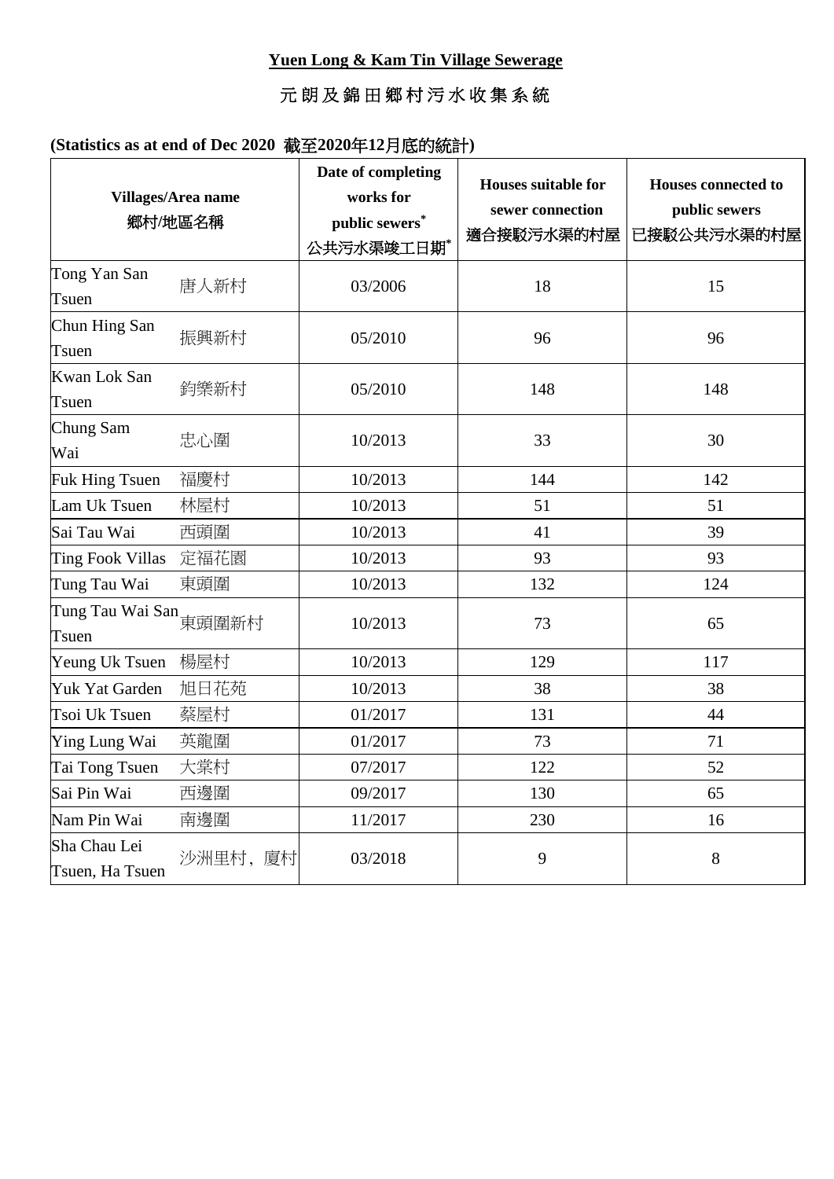**Yuen Long & Kam Tin Village Sewerage**

元朗及錦田鄉村污水收集系統

**(Statistics as at end of Dec 2020 截至2020年12月底的統計)**

| Villages/Area name 鄉村/地區名稱 | | Date of completing works for public sewers* 公共污水渠竣工日期* | Houses suitable for sewer connection 適合接駁污水渠的村屋 | Houses connected to public sewers 已接駁公共污水渠的村屋 |
|---|---|---|---|---|
| Tong Yan San Tsuen | 唐人新村 | 03/2006 | 18 | 15 |
| Chun Hing San Tsuen | 振興新村 | 05/2010 | 96 | 96 |
| Kwan Lok San Tsuen | 鈞樂新村 | 05/2010 | 148 | 148 |
| Chung Sam Wai | 忠心圍 | 10/2013 | 33 | 30 |
| Fuk Hing Tsuen | 福慶村 | 10/2013 | 144 | 142 |
| Lam Uk Tsuen | 林屋村 | 10/2013 | 51 | 51 |
| Sai Tau Wai | 西頭圍 | 10/2013 | 41 | 39 |
| Ting Fook Villas | 定福花園 | 10/2013 | 93 | 93 |
| Tung Tau Wai | 東頭圍 | 10/2013 | 132 | 124 |
| Tung Tau Wai San Tsuen | 東頭圍新村 | 10/2013 | 73 | 65 |
| Yeung Uk Tsuen | 楊屋村 | 10/2013 | 129 | 117 |
| Yuk Yat Garden | 旭日花苑 | 10/2013 | 38 | 38 |
| Tsoi Uk Tsuen | 蔡屋村 | 01/2017 | 131 | 44 |
| Ying Lung Wai | 英龍圍 | 01/2017 | 73 | 71 |
| Tai Tong Tsuen | 大棠村 | 07/2017 | 122 | 52 |
| Sai Pin Wai | 西邊圍 | 09/2017 | 130 | 65 |
| Nam Pin Wai | 南邊圍 | 11/2017 | 230 | 16 |
| Sha Chau Lei Tsuen, Ha Tsuen | 沙洲里村，廈村 | 03/2018 | 9 | 8 |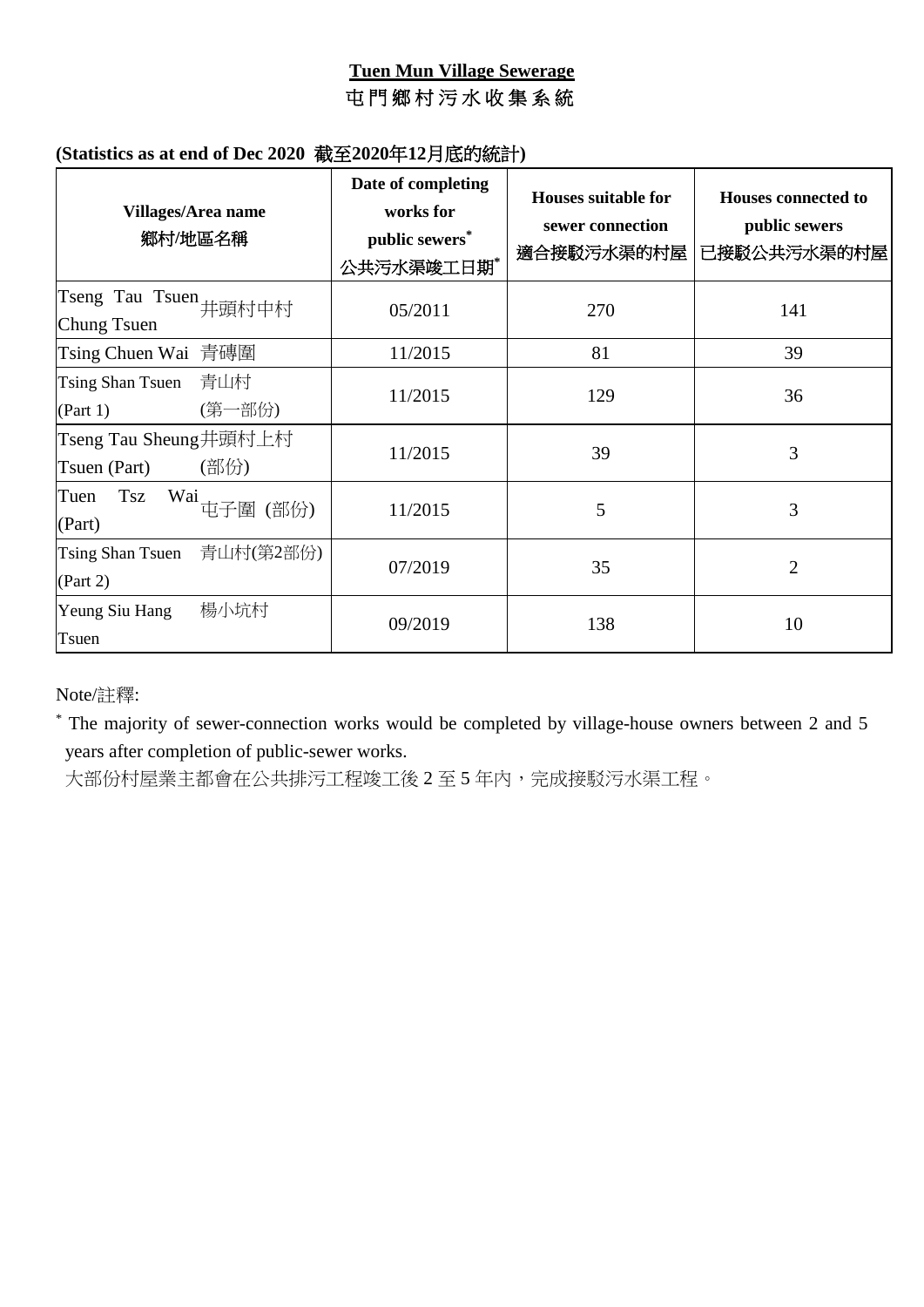**Tuen Mun Village Sewerage**

屯門鄉村污水收集系統

**(Statistics as at end of Dec 2020 截至2020年12月底的統計)**

| Villages/Area name 鄉村/地區名稱 | Date of completing works for public sewers* 公共污水渠竣工日期* | Houses suitable for sewer connection 適合接駁污水渠的村屋 | Houses connected to public sewers 已接駁公共污水渠的村屋 |
|---|---|---|---|
| Tseng Tau Tsuen Chung Tsuen 井頭村中村 | 05/2011 | 270 | 141 |
| Tsing Chuen Wai 青磚圍 | 11/2015 | 81 | 39 |
| Tsing Shan Tsuen (Part 1) 青山村(第一部份) | 11/2015 | 129 | 36 |
| Tseng Tau Sheung Tsuen (Part) 井頭村上村(部份) | 11/2015 | 39 | 3 |
| Tuen Tsz Wai (Part) 屯子圍 (部份) | 11/2015 | 5 | 3 |
| Tsing Shan Tsuen (Part 2) 青山村(第2部份) | 07/2019 | 35 | 2 |
| Yeung Siu Hang Tsuen 楊小坑村 | 09/2019 | 138 | 10 |

Note/註釋:

* The majority of sewer-connection works would be completed by village-house owners between 2 and 5 years after completion of public-sewer works.

大部份村屋業主都會在公共排污工程竣工後 2 至 5 年內，完成接駁污水渠工程。